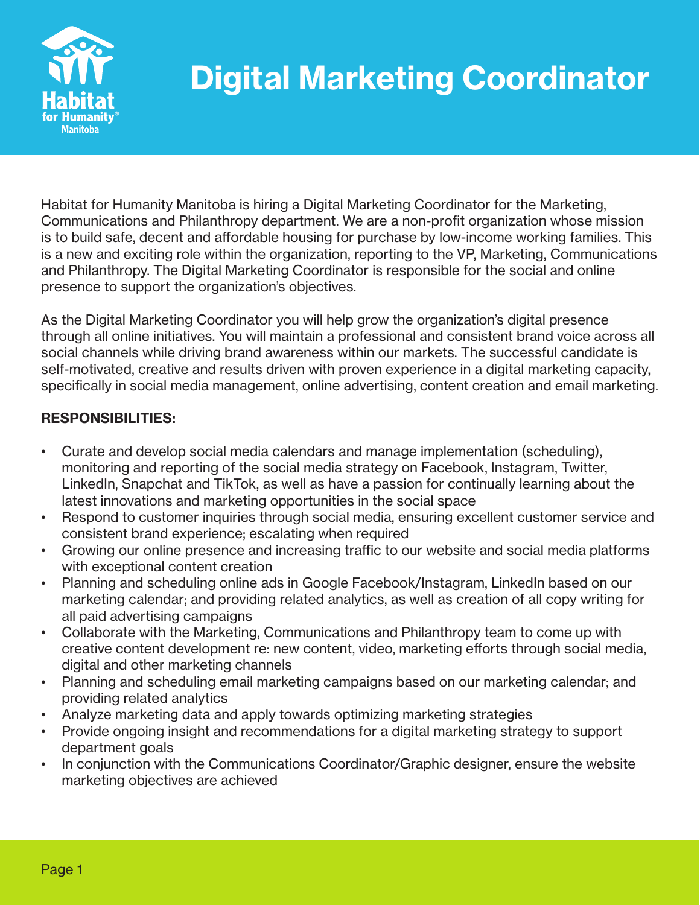# Digital Marketing Coordinator

Habitat for Humanity Manitoba is hiring a Digital Marketing Coordinator for the Marketing, Communications and Philanthropy department. We are a non-profit organization whose mission is to build safe, decent and affordable housing for purchase by low-income working families. This is a new and exciting role within the organization, reporting to the VP, Marketing, Communications and Philanthropy. The Digital Marketing Coordinator is responsible for the social and online presence to support the organization's objectives.

As the Digital Marketing Coordinator you will help grow the organization's digital presence through all online initiatives. You will maintain a professional and consistent brand voice across all social channels while driving brand awareness within our markets. The successful candidate is self-motivated, creative and results driven with proven experience in a digital marketing capacity, specifically in social media management, online advertising, content creation and email marketing.

**RESPONSIBILITIES:**

- Curate and develop social media calendars and manage implementation (scheduling), monitoring and reporting of the social media strategy on Facebook, Instagram, Twitter, LinkedIn, Snapchat and TikTok, as well as have a passion for continually learning about the latest innovations and marketing opportunities in the social space
- Respond to customer inquiries through social media, ensuring excellent customer service and consistent brand experience; escalating when required
- Growing our online presence and increasing traffic to our website and social media platforms with exceptional content creation
- Planning and scheduling online ads in Google Facebook/Instagram, LinkedIn based on our marketing calendar; and providing related analytics, as well as creation of all copy writing for all paid advertising campaigns
- Collaborate with the Marketing, Communications and Philanthropy team to come up with creative content development re: new content, video, marketing efforts through social media, digital and other marketing channels
- Planning and scheduling email marketing campaigns based on our marketing calendar; and providing related analytics
- Analyze marketing data and apply towards optimizing marketing strategies
- Provide ongoing insight and recommendations for a digital marketing strategy to support department goals
- In conjunction with the Communications Coordinator/Graphic designer, ensure the website marketing objectives are achieved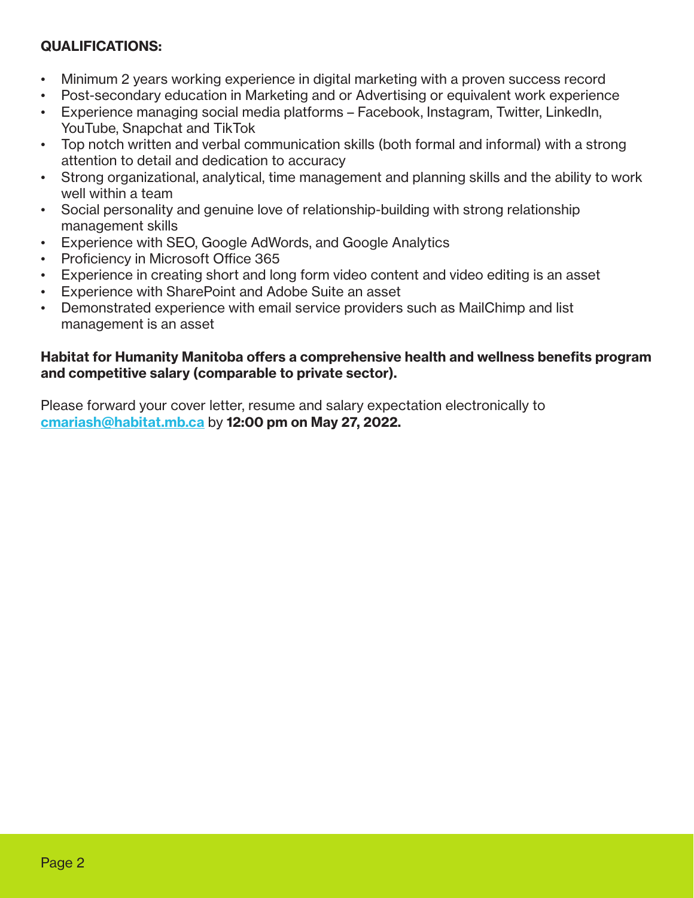**QUALIFICATIONS:**

- Minimum 2 years working experience in digital marketing with a proven success record
- Post-secondary education in Marketing and or Advertising or equivalent work experience
- Experience managing social media platforms – Facebook, Instagram, Twitter, LinkedIn, YouTube, Snapchat and TikTok
- Top notch written and verbal communication skills (both formal and informal) with a strong attention to detail and dedication to accuracy
- Strong organizational, analytical, time management and planning skills and the ability to work well within a team
- Social personality and genuine love of relationship-building with strong relationship management skills
- Experience with SEO, Google AdWords, and Google Analytics
- Proficiency in Microsoft Office 365
- Experience in creating short and long form video content and video editing is an asset
- Experience with SharePoint and Adobe Suite an asset
- Demonstrated experience with email service providers such as MailChimp and list management is an asset

**Habitat for Humanity Manitoba offers a comprehensive health and wellness benefits program and competitive salary (comparable to private sector).**

Please forward your cover letter, resume and salary expectation electronically to cmariash@habitat.mb.ca by **12:00 pm on May 27, 2022.**